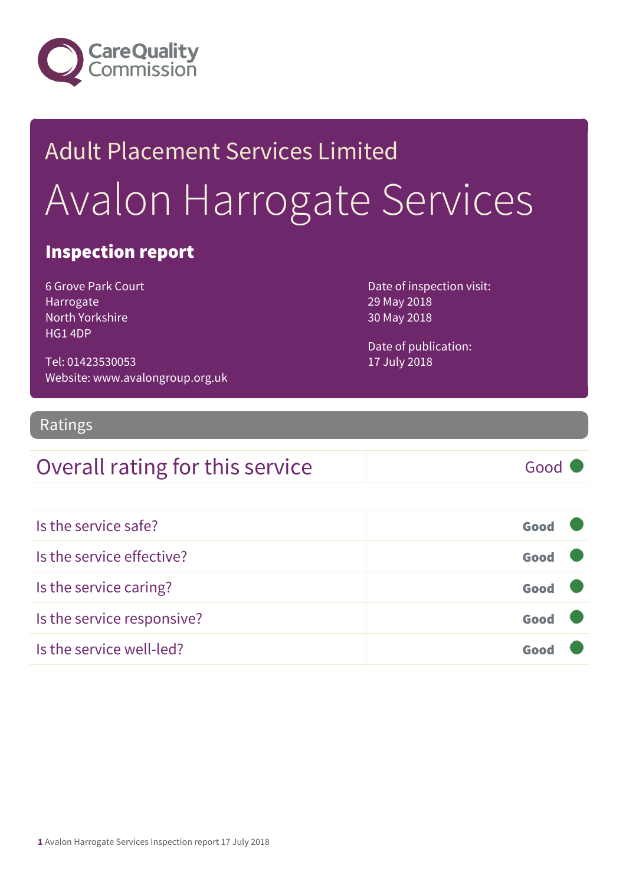Care Quality Commission

# Adult Placement Services Limited

# Avalon Harrogate Services

## Inspection report

6 Grove Park Court
Harrogate
North Yorkshire
HG1 4DP

Tel: 01423530053
Website: www.avalongroup.org.uk

Date of inspection visit:
29 May 2018
30 May 2018

Date of publication:
17 July 2018

## Ratings

| Overall rating for this service | Good |
|---|---|

| | |
|---|---|
| Is the service safe? | Good |
| Is the service effective? | Good |
| Is the service caring? | Good |
| Is the service responsive? | Good |
| Is the service well-led? | Good |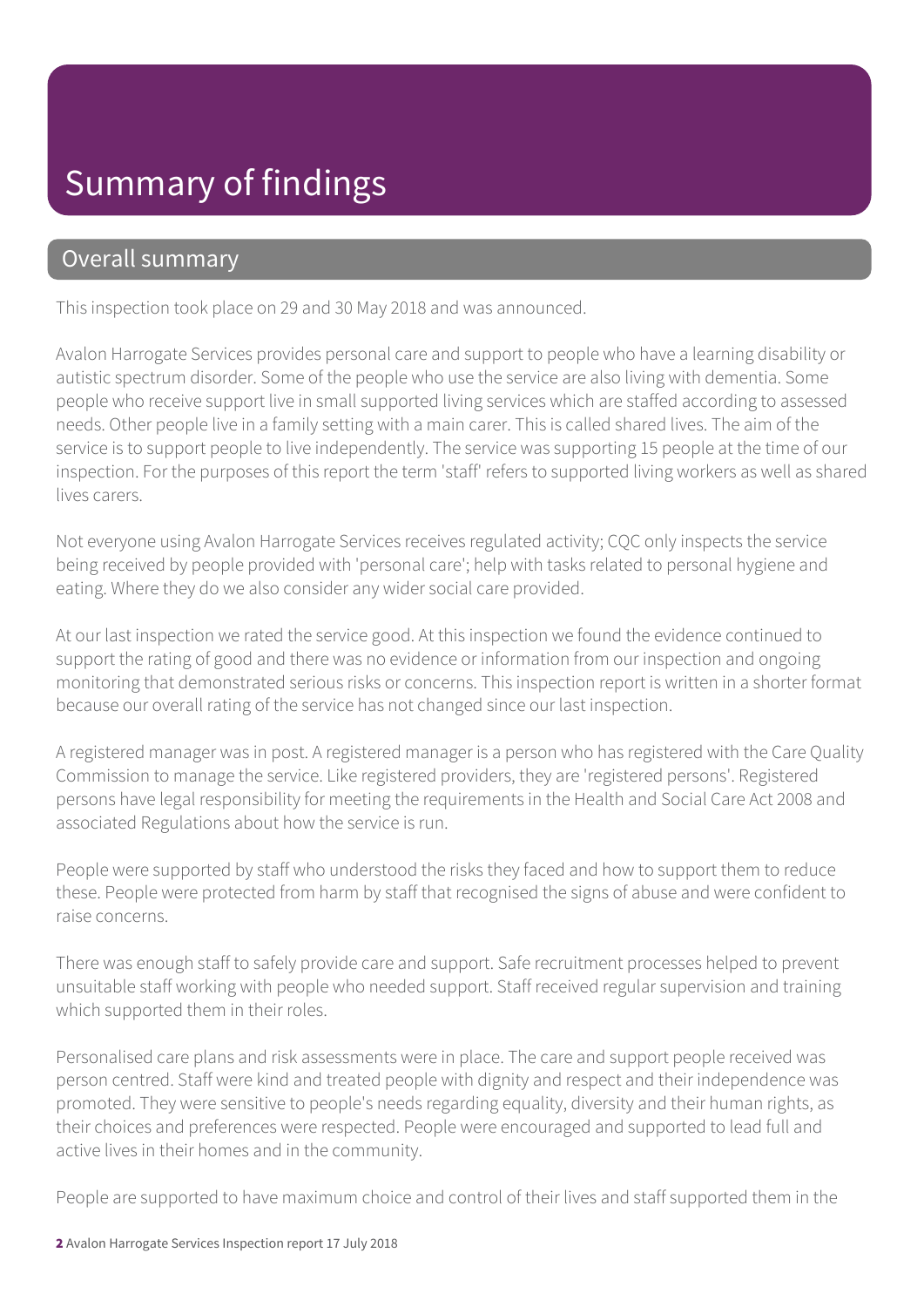# Summary of findings

## Overall summary

This inspection took place on 29 and 30 May 2018 and was announced.

Avalon Harrogate Services provides personal care and support to people who have a learning disability or autistic spectrum disorder. Some of the people who use the service are also living with dementia. Some people who receive support live in small supported living services which are staffed according to assessed needs. Other people live in a family setting with a main carer. This is called shared lives. The aim of the service is to support people to live independently. The service was supporting 15 people at the time of our inspection. For the purposes of this report the term 'staff' refers to supported living workers as well as shared lives carers.

Not everyone using Avalon Harrogate Services receives regulated activity; CQC only inspects the service being received by people provided with 'personal care'; help with tasks related to personal hygiene and eating. Where they do we also consider any wider social care provided.

At our last inspection we rated the service good. At this inspection we found the evidence continued to support the rating of good and there was no evidence or information from our inspection and ongoing monitoring that demonstrated serious risks or concerns. This inspection report is written in a shorter format because our overall rating of the service has not changed since our last inspection.

A registered manager was in post. A registered manager is a person who has registered with the Care Quality Commission to manage the service. Like registered providers, they are 'registered persons'. Registered persons have legal responsibility for meeting the requirements in the Health and Social Care Act 2008 and associated Regulations about how the service is run.

People were supported by staff who understood the risks they faced and how to support them to reduce these. People were protected from harm by staff that recognised the signs of abuse and were confident to raise concerns.

There was enough staff to safely provide care and support. Safe recruitment processes helped to prevent unsuitable staff working with people who needed support. Staff received regular supervision and training which supported them in their roles.

Personalised care plans and risk assessments were in place. The care and support people received was person centred. Staff were kind and treated people with dignity and respect and their independence was promoted. They were sensitive to people's needs regarding equality, diversity and their human rights, as their choices and preferences were respected. People were encouraged and supported to lead full and active lives in their homes and in the community.

People are supported to have maximum choice and control of their lives and staff supported them in the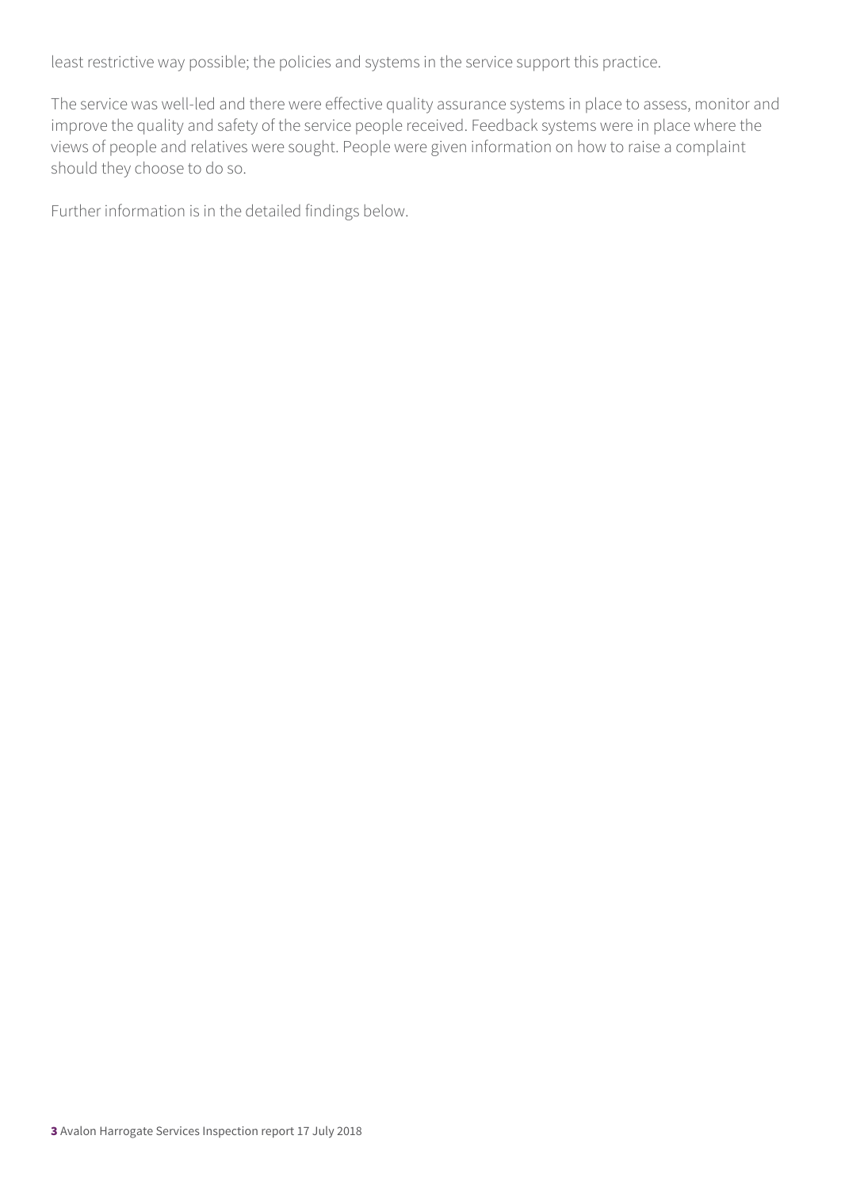least restrictive way possible; the policies and systems in the service support this practice.

The service was well-led and there were effective quality assurance systems in place to assess, monitor and improve the quality and safety of the service people received. Feedback systems were in place where the views of people and relatives were sought. People were given information on how to raise a complaint should they choose to do so.

Further information is in the detailed findings below.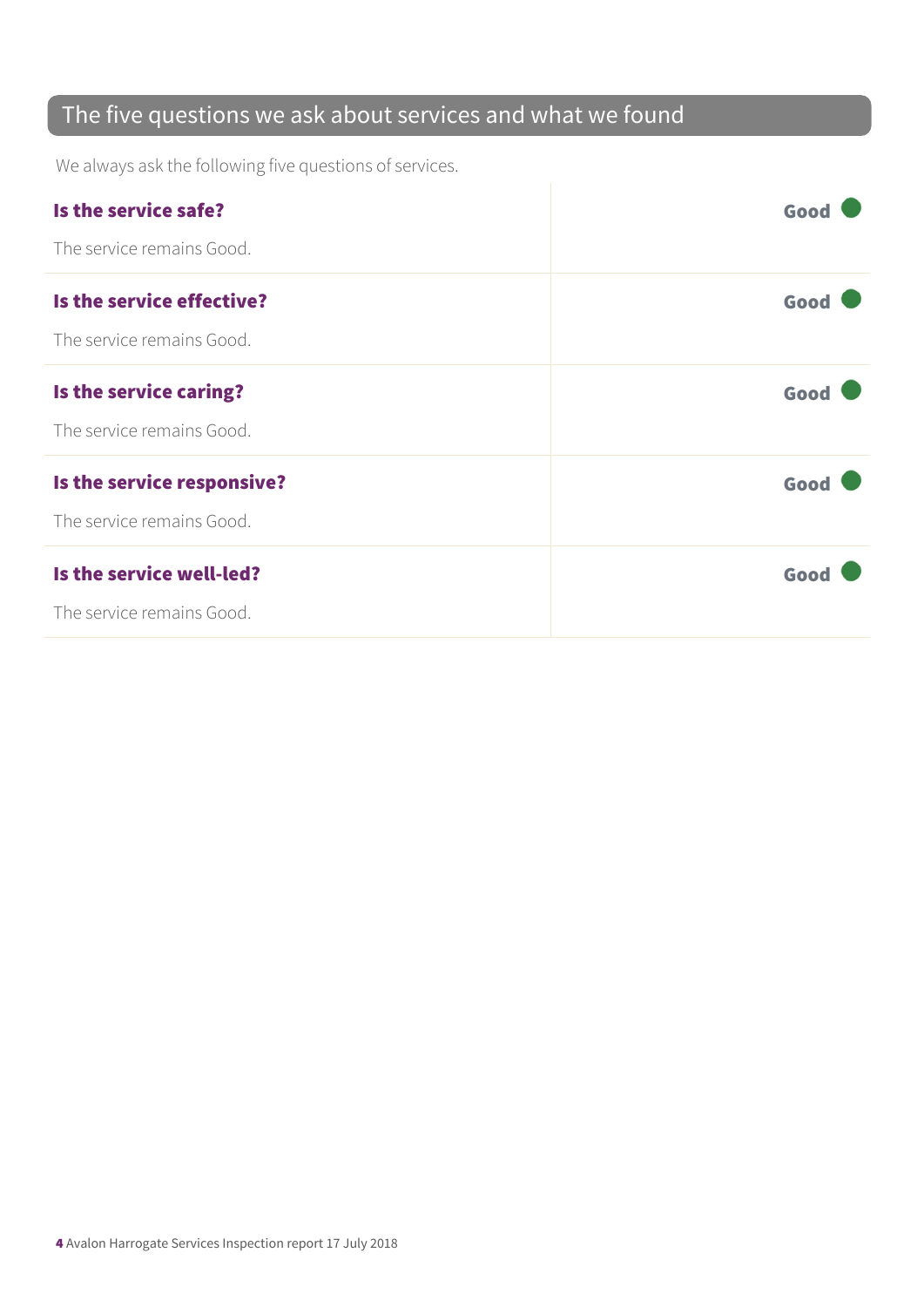## The five questions we ask about services and what we found

We always ask the following five questions of services.

| | |
|---|---|
| **Is the service safe?**<br>The service remains Good. | **Good** |
| **Is the service effective?**<br>The service remains Good. | **Good** |
| **Is the service caring?**<br>The service remains Good. | **Good** |
| **Is the service responsive?**<br>The service remains Good. | **Good** |
| **Is the service well-led?**<br>The service remains Good. | **Good** |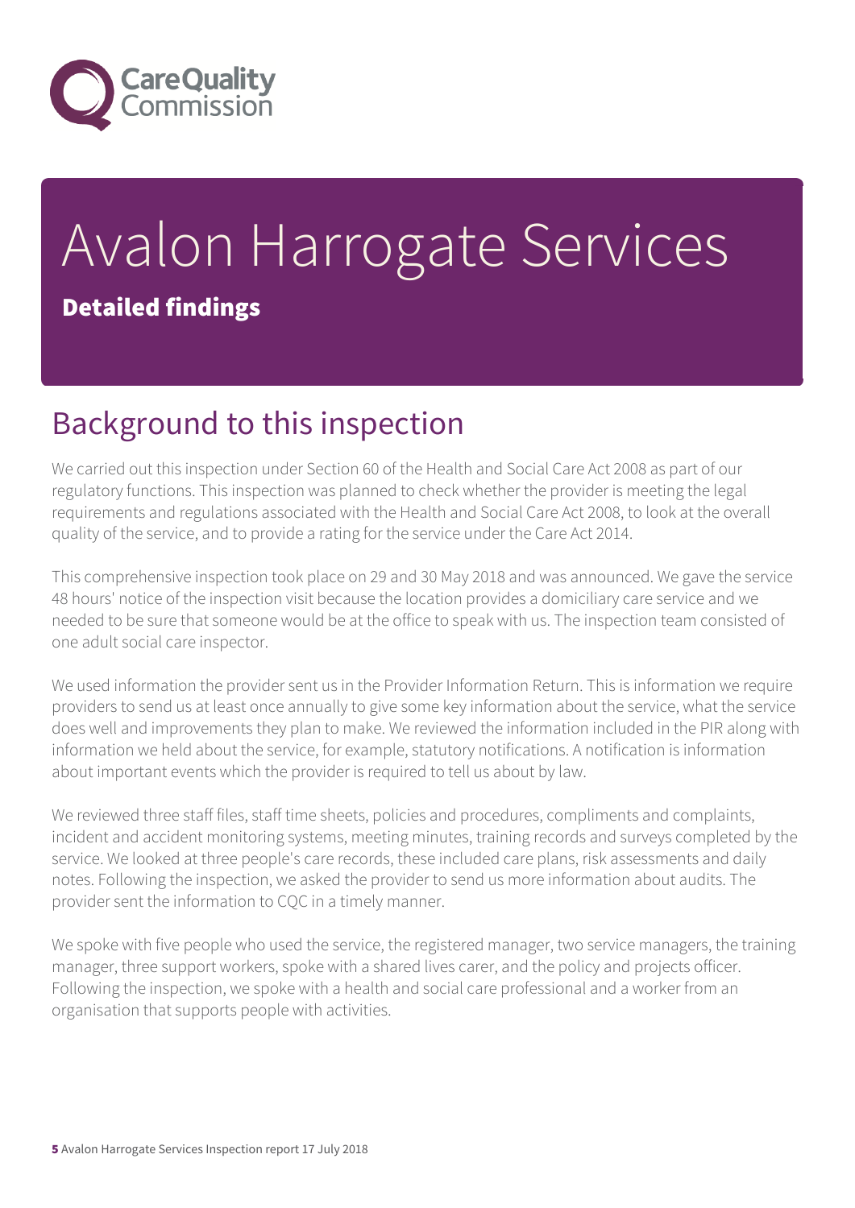# Avalon Harrogate Services

**Detailed findings**

## Background to this inspection

We carried out this inspection under Section 60 of the Health and Social Care Act 2008 as part of our regulatory functions. This inspection was planned to check whether the provider is meeting the legal requirements and regulations associated with the Health and Social Care Act 2008, to look at the overall quality of the service, and to provide a rating for the service under the Care Act 2014.

This comprehensive inspection took place on 29 and 30 May 2018 and was announced. We gave the service 48 hours' notice of the inspection visit because the location provides a domiciliary care service and we needed to be sure that someone would be at the office to speak with us. The inspection team consisted of one adult social care inspector.

We used information the provider sent us in the Provider Information Return. This is information we require providers to send us at least once annually to give some key information about the service, what the service does well and improvements they plan to make. We reviewed the information included in the PIR along with information we held about the service, for example, statutory notifications. A notification is information about important events which the provider is required to tell us about by law.

We reviewed three staff files, staff time sheets, policies and procedures, compliments and complaints, incident and accident monitoring systems, meeting minutes, training records and surveys completed by the service. We looked at three people's care records, these included care plans, risk assessments and daily notes. Following the inspection, we asked the provider to send us more information about audits. The provider sent the information to CQC in a timely manner.

We spoke with five people who used the service, the registered manager, two service managers, the training manager, three support workers, spoke with a shared lives carer, and the policy and projects officer. Following the inspection, we spoke with a health and social care professional and a worker from an organisation that supports people with activities.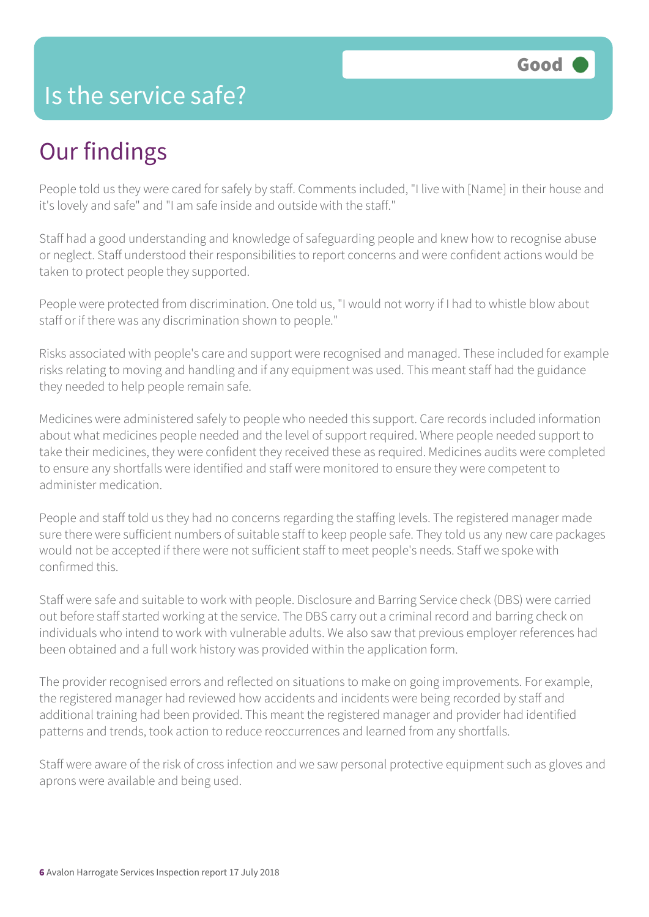# Is the service safe?

**Good**

## Our findings

People told us they were cared for safely by staff. Comments included, "I live with [Name] in their house and it's lovely and safe" and "I am safe inside and outside with the staff."

Staff had a good understanding and knowledge of safeguarding people and knew how to recognise abuse or neglect. Staff understood their responsibilities to report concerns and were confident actions would be taken to protect people they supported.

People were protected from discrimination. One told us, "I would not worry if I had to whistle blow about staff or if there was any discrimination shown to people."

Risks associated with people's care and support were recognised and managed. These included for example risks relating to moving and handling and if any equipment was used. This meant staff had the guidance they needed to help people remain safe.

Medicines were administered safely to people who needed this support. Care records included information about what medicines people needed and the level of support required. Where people needed support to take their medicines, they were confident they received these as required. Medicines audits were completed to ensure any shortfalls were identified and staff were monitored to ensure they were competent to administer medication.

People and staff told us they had no concerns regarding the staffing levels. The registered manager made sure there were sufficient numbers of suitable staff to keep people safe. They told us any new care packages would not be accepted if there were not sufficient staff to meet people's needs. Staff we spoke with confirmed this.

Staff were safe and suitable to work with people. Disclosure and Barring Service check (DBS) were carried out before staff started working at the service. The DBS carry out a criminal record and barring check on individuals who intend to work with vulnerable adults. We also saw that previous employer references had been obtained and a full work history was provided within the application form.

The provider recognised errors and reflected on situations to make on going improvements. For example, the registered manager had reviewed how accidents and incidents were being recorded by staff and additional training had been provided. This meant the registered manager and provider had identified patterns and trends, took action to reduce reoccurrences and learned from any shortfalls.

Staff were aware of the risk of cross infection and we saw personal protective equipment such as gloves and aprons were available and being used.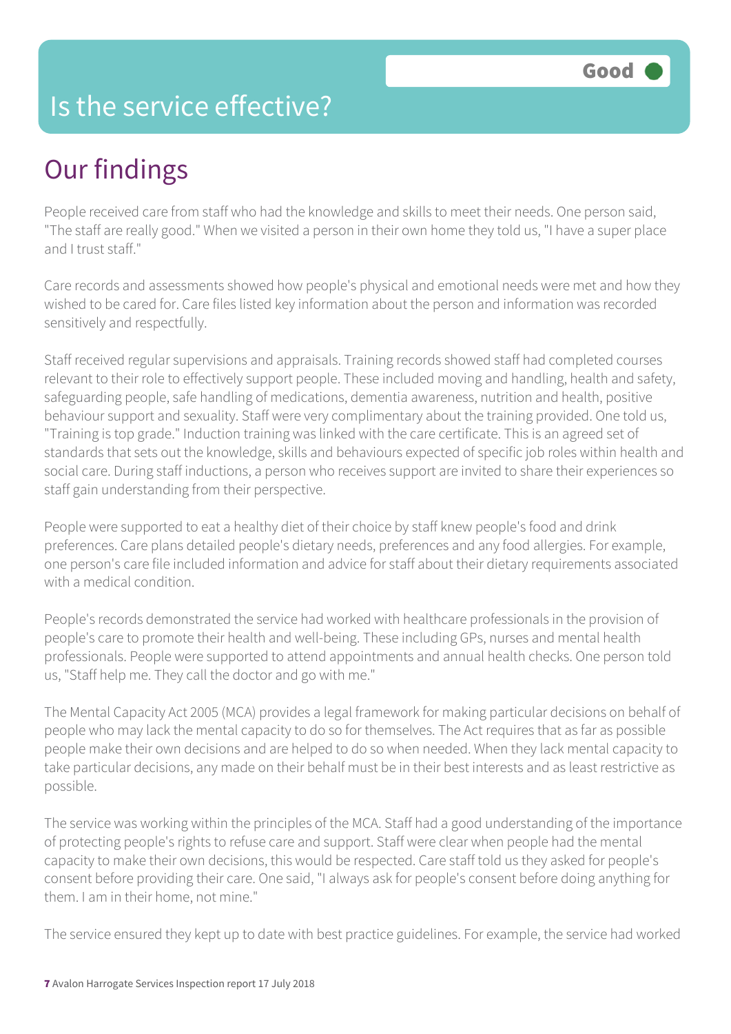Good

# Is the service effective?

## Our findings

People received care from staff who had the knowledge and skills to meet their needs. One person said, "The staff are really good." When we visited a person in their own home they told us, "I have a super place and I trust staff."

Care records and assessments showed how people's physical and emotional needs were met and how they wished to be cared for. Care files listed key information about the person and information was recorded sensitively and respectfully.

Staff received regular supervisions and appraisals. Training records showed staff had completed courses relevant to their role to effectively support people. These included moving and handling, health and safety, safeguarding people, safe handling of medications, dementia awareness, nutrition and health, positive behaviour support and sexuality. Staff were very complimentary about the training provided. One told us, "Training is top grade." Induction training was linked with the care certificate. This is an agreed set of standards that sets out the knowledge, skills and behaviours expected of specific job roles within health and social care. During staff inductions, a person who receives support are invited to share their experiences so staff gain understanding from their perspective.

People were supported to eat a healthy diet of their choice by staff knew people's food and drink preferences. Care plans detailed people's dietary needs, preferences and any food allergies. For example, one person's care file included information and advice for staff about their dietary requirements associated with a medical condition.

People's records demonstrated the service had worked with healthcare professionals in the provision of people's care to promote their health and well-being. These including GPs, nurses and mental health professionals. People were supported to attend appointments and annual health checks. One person told us, "Staff help me. They call the doctor and go with me."

The Mental Capacity Act 2005 (MCA) provides a legal framework for making particular decisions on behalf of people who may lack the mental capacity to do so for themselves. The Act requires that as far as possible people make their own decisions and are helped to do so when needed. When they lack mental capacity to take particular decisions, any made on their behalf must be in their best interests and as least restrictive as possible.

The service was working within the principles of the MCA. Staff had a good understanding of the importance of protecting people's rights to refuse care and support. Staff were clear when people had the mental capacity to make their own decisions, this would be respected. Care staff told us they asked for people's consent before providing their care. One said, "I always ask for people's consent before doing anything for them. I am in their home, not mine."

The service ensured they kept up to date with best practice guidelines. For example, the service had worked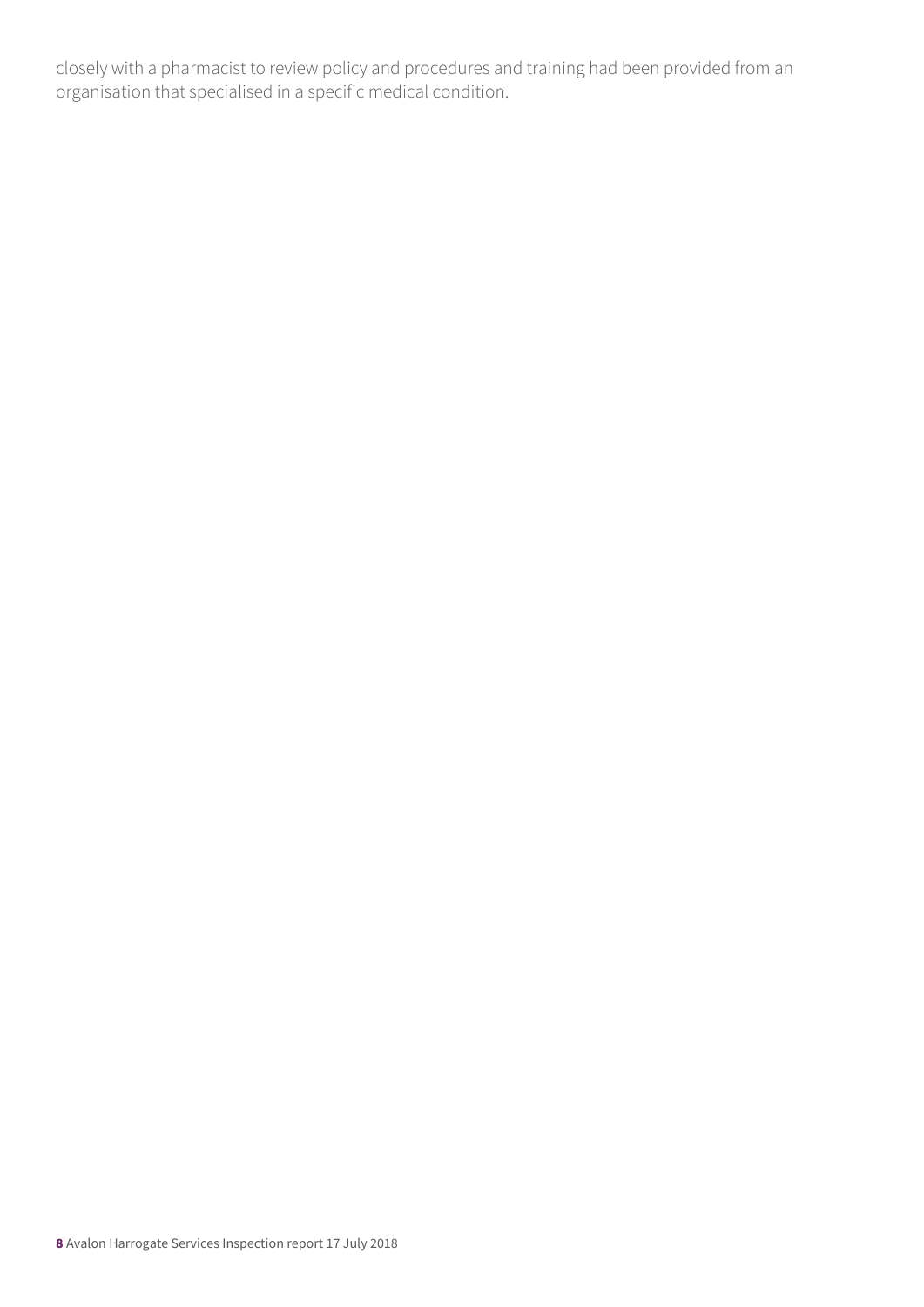closely with a pharmacist to review policy and procedures and training had been provided from an organisation that specialised in a specific medical condition.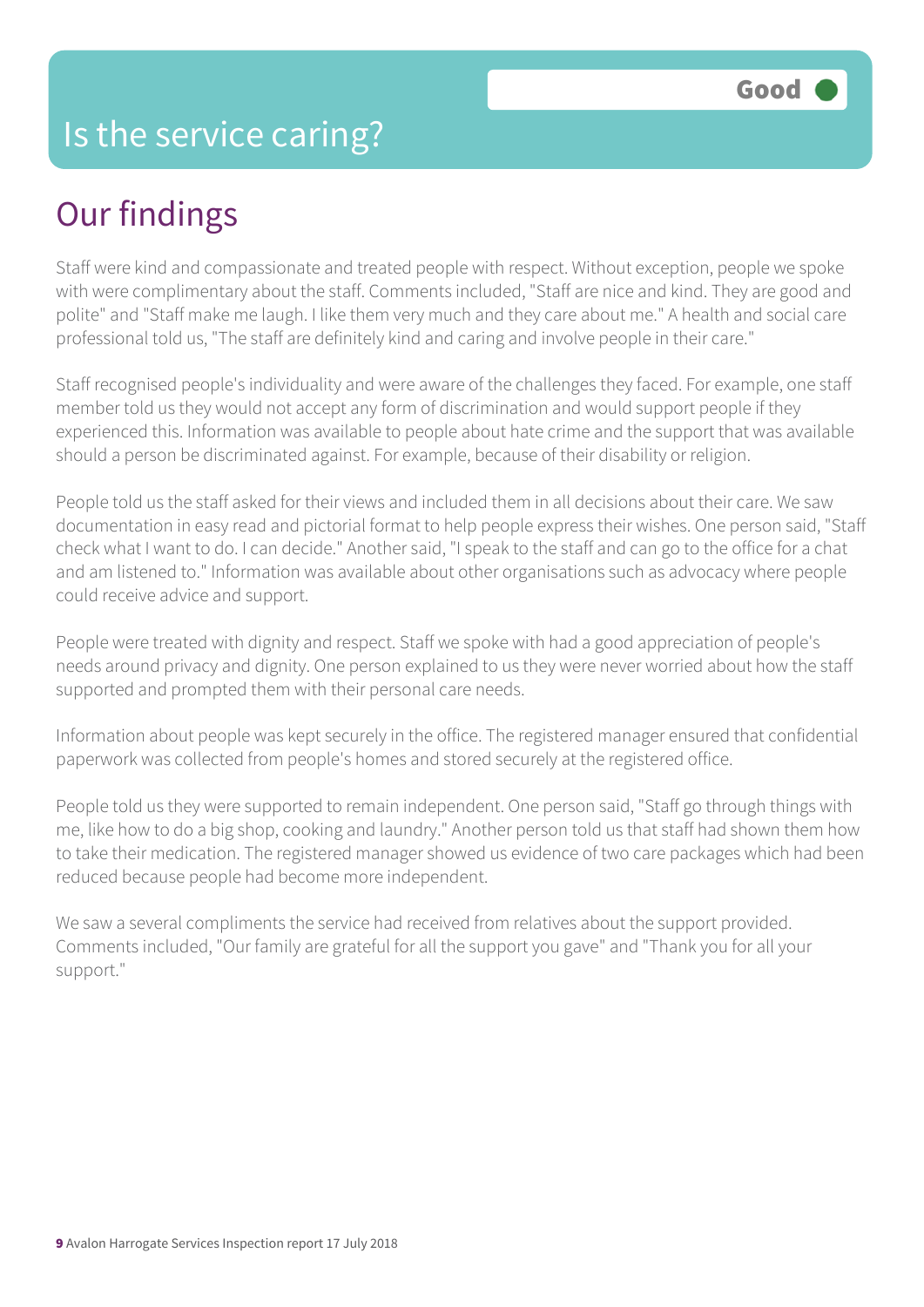# Is the service caring?

Good

## Our findings

Staff were kind and compassionate and treated people with respect. Without exception, people we spoke with were complimentary about the staff. Comments included, "Staff are nice and kind. They are good and polite" and "Staff make me laugh. I like them very much and they care about me." A health and social care professional told us, "The staff are definitely kind and caring and involve people in their care."

Staff recognised people's individuality and were aware of the challenges they faced. For example, one staff member told us they would not accept any form of discrimination and would support people if they experienced this. Information was available to people about hate crime and the support that was available should a person be discriminated against. For example, because of their disability or religion.

People told us the staff asked for their views and included them in all decisions about their care. We saw documentation in easy read and pictorial format to help people express their wishes. One person said, "Staff check what I want to do. I can decide." Another said, "I speak to the staff and can go to the office for a chat and am listened to." Information was available about other organisations such as advocacy where people could receive advice and support.

People were treated with dignity and respect. Staff we spoke with had a good appreciation of people's needs around privacy and dignity. One person explained to us they were never worried about how the staff supported and prompted them with their personal care needs.

Information about people was kept securely in the office. The registered manager ensured that confidential paperwork was collected from people's homes and stored securely at the registered office.

People told us they were supported to remain independent. One person said, "Staff go through things with me, like how to do a big shop, cooking and laundry." Another person told us that staff had shown them how to take their medication. The registered manager showed us evidence of two care packages which had been reduced because people had become more independent.

We saw a several compliments the service had received from relatives about the support provided. Comments included, "Our family are grateful for all the support you gave" and "Thank you for all your support."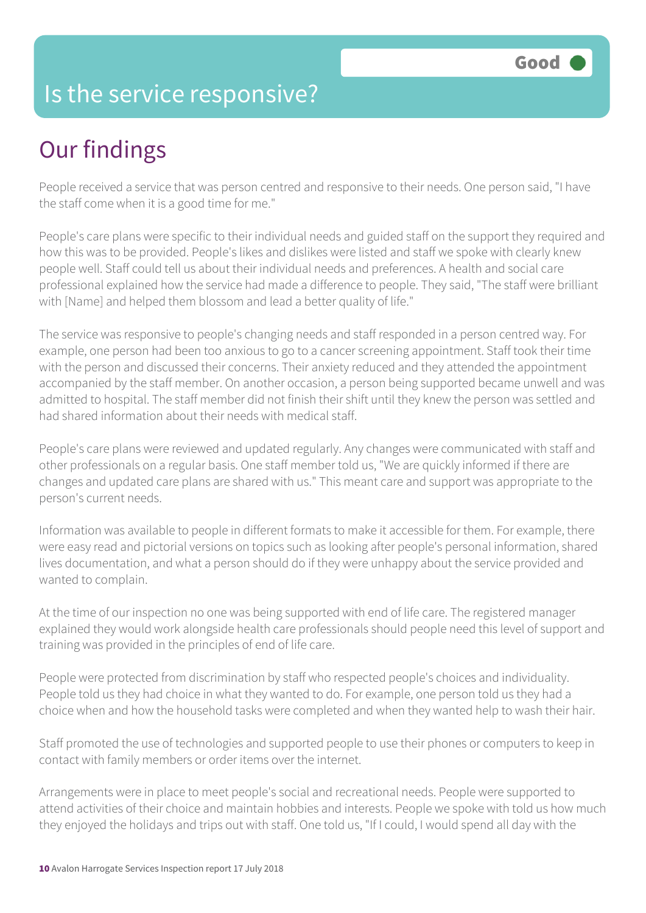# Is the service responsive?

Good

## Our findings

People received a service that was person centred and responsive to their needs. One person said, "I have the staff come when it is a good time for me."

People's care plans were specific to their individual needs and guided staff on the support they required and how this was to be provided. People's likes and dislikes were listed and staff we spoke with clearly knew people well. Staff could tell us about their individual needs and preferences. A health and social care professional explained how the service had made a difference to people. They said, "The staff were brilliant with [Name] and helped them blossom and lead a better quality of life."

The service was responsive to people's changing needs and staff responded in a person centred way. For example, one person had been too anxious to go to a cancer screening appointment. Staff took their time with the person and discussed their concerns. Their anxiety reduced and they attended the appointment accompanied by the staff member. On another occasion, a person being supported became unwell and was admitted to hospital. The staff member did not finish their shift until they knew the person was settled and had shared information about their needs with medical staff.

People's care plans were reviewed and updated regularly. Any changes were communicated with staff and other professionals on a regular basis. One staff member told us, "We are quickly informed if there are changes and updated care plans are shared with us." This meant care and support was appropriate to the person's current needs.

Information was available to people in different formats to make it accessible for them. For example, there were easy read and pictorial versions on topics such as looking after people's personal information, shared lives documentation, and what a person should do if they were unhappy about the service provided and wanted to complain.

At the time of our inspection no one was being supported with end of life care. The registered manager explained they would work alongside health care professionals should people need this level of support and training was provided in the principles of end of life care.

People were protected from discrimination by staff who respected people's choices and individuality. People told us they had choice in what they wanted to do. For example, one person told us they had a choice when and how the household tasks were completed and when they wanted help to wash their hair.

Staff promoted the use of technologies and supported people to use their phones or computers to keep in contact with family members or order items over the internet.

Arrangements were in place to meet people's social and recreational needs. People were supported to attend activities of their choice and maintain hobbies and interests. People we spoke with told us how much they enjoyed the holidays and trips out with staff. One told us, "If I could, I would spend all day with the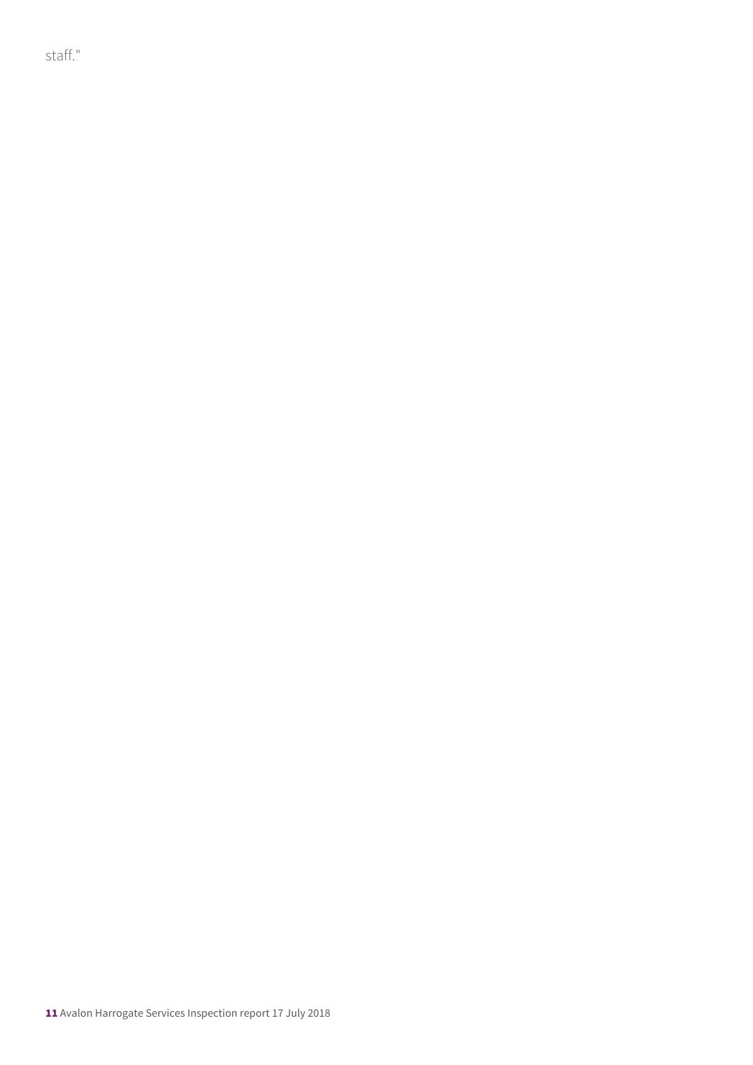staff."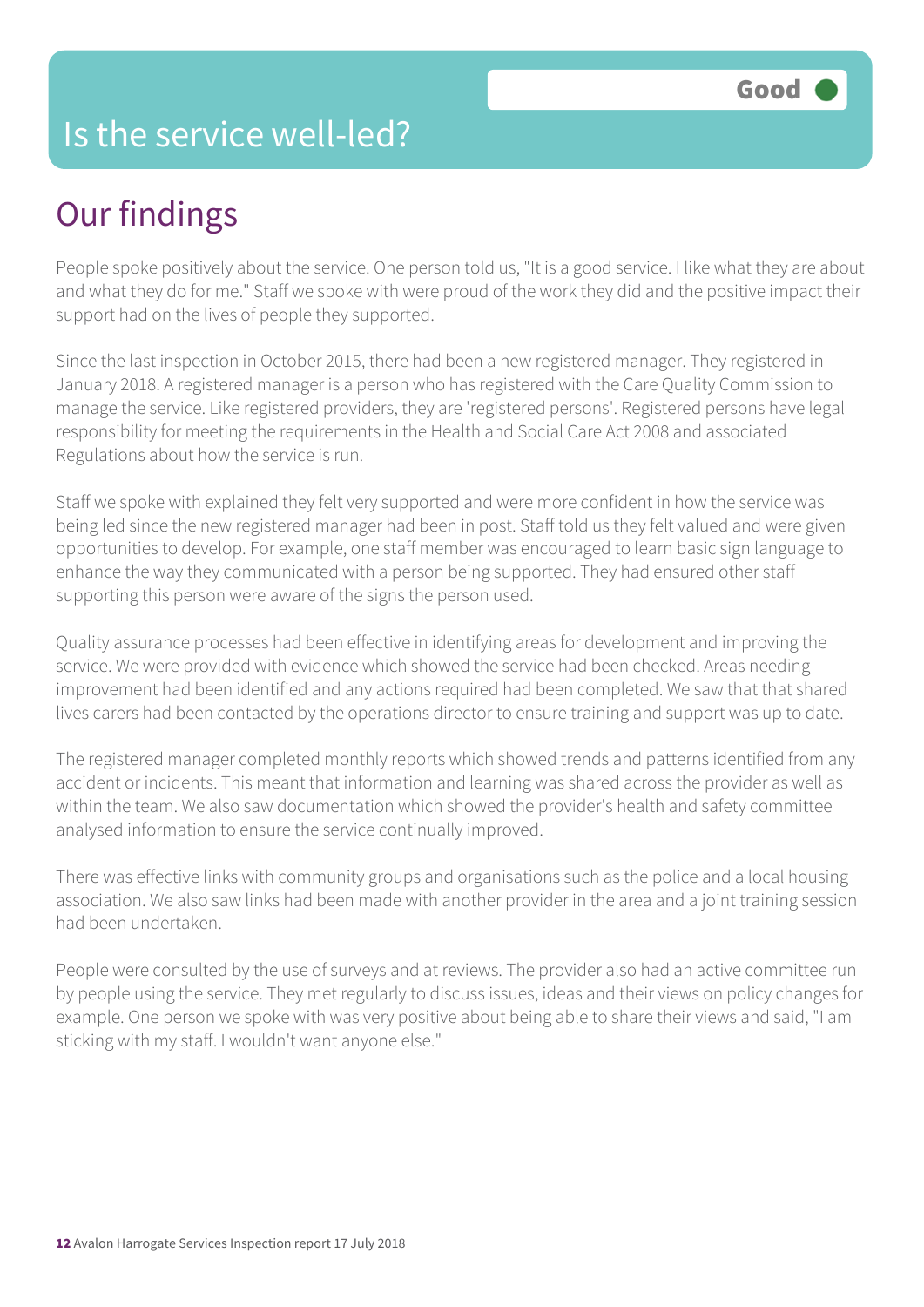Good

# Is the service well-led?

## Our findings

People spoke positively about the service. One person told us, "It is a good service. I like what they are about and what they do for me." Staff we spoke with were proud of the work they did and the positive impact their support had on the lives of people they supported.

Since the last inspection in October 2015, there had been a new registered manager. They registered in January 2018. A registered manager is a person who has registered with the Care Quality Commission to manage the service. Like registered providers, they are 'registered persons'. Registered persons have legal responsibility for meeting the requirements in the Health and Social Care Act 2008 and associated Regulations about how the service is run.

Staff we spoke with explained they felt very supported and were more confident in how the service was being led since the new registered manager had been in post. Staff told us they felt valued and were given opportunities to develop. For example, one staff member was encouraged to learn basic sign language to enhance the way they communicated with a person being supported. They had ensured other staff supporting this person were aware of the signs the person used.

Quality assurance processes had been effective in identifying areas for development and improving the service. We were provided with evidence which showed the service had been checked. Areas needing improvement had been identified and any actions required had been completed. We saw that that shared lives carers had been contacted by the operations director to ensure training and support was up to date.

The registered manager completed monthly reports which showed trends and patterns identified from any accident or incidents. This meant that information and learning was shared across the provider as well as within the team. We also saw documentation which showed the provider's health and safety committee analysed information to ensure the service continually improved.

There was effective links with community groups and organisations such as the police and a local housing association. We also saw links had been made with another provider in the area and a joint training session had been undertaken.

People were consulted by the use of surveys and at reviews. The provider also had an active committee run by people using the service. They met regularly to discuss issues, ideas and their views on policy changes for example. One person we spoke with was very positive about being able to share their views and said, "I am sticking with my staff. I wouldn't want anyone else."